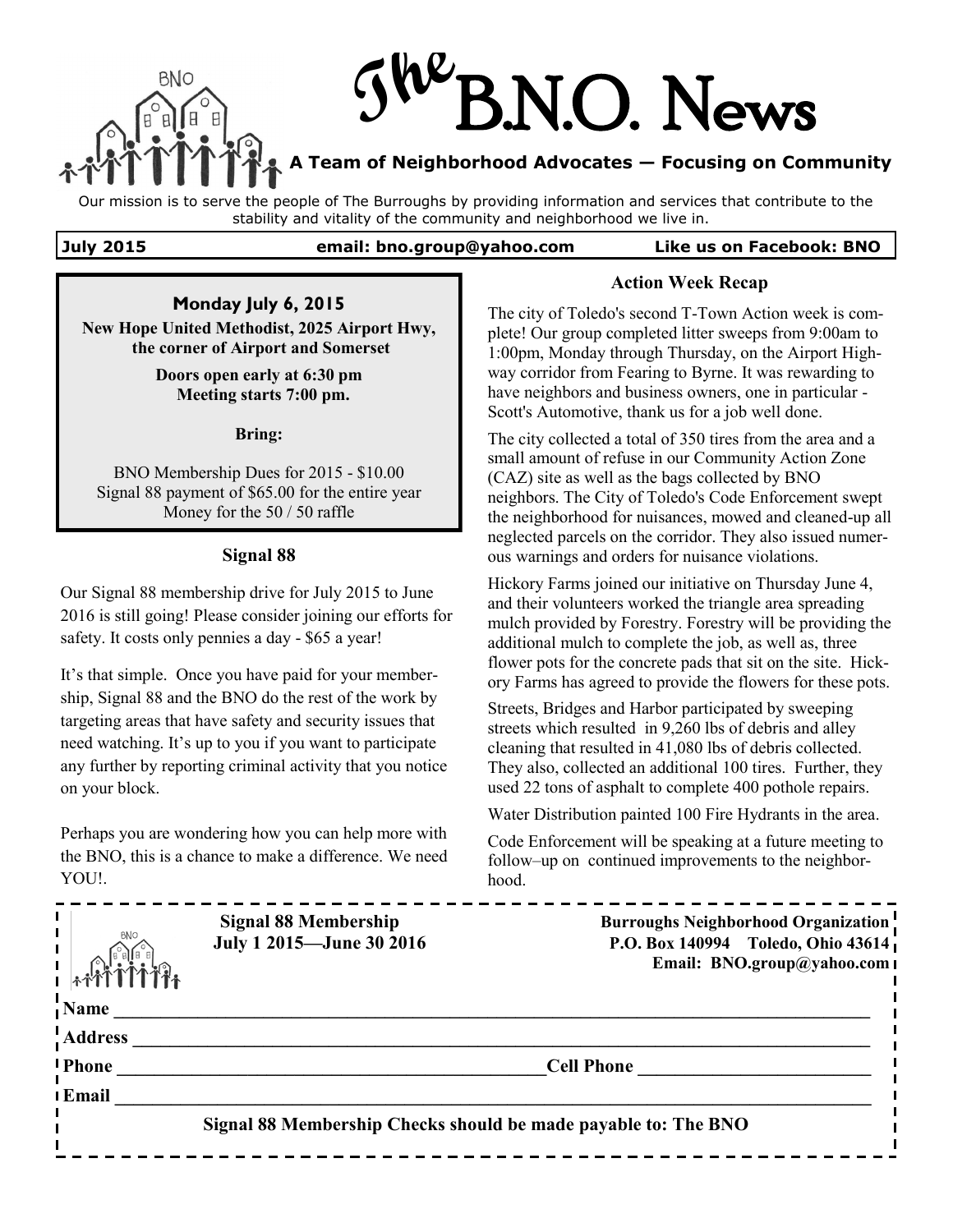# The B.N.O. News

**A Team of Neighborhood Advocates — Focusing on Community**

Our mission is to serve the people of The Burroughs by providing information and services that contribute to the stability and vitality of the community and neighborhood we live in.

**July 2015** | **email: bno.group@yahoo.com** | **Like us on Facebook: BNO**

---

**Monday July 6, 2015**

**New Hope United Methodist, 2025 Airport Hwy, the corner of Airport and Somerset**

**Doors open early at 6:30 pm**
**Meeting starts 7:00 pm.**

**Bring:**

BNO Membership Dues for 2015 - $10.00
Signal 88 payment of $65.00 for the entire year
Money for the 50 / 50 raffle

---

### Signal 88

Our Signal 88 membership drive for July 2015 to June 2016 is still going! Please consider joining our efforts for safety. It costs only pennies a day - $65 a year!

It's that simple. Once you have paid for your membership, Signal 88 and the BNO do the rest of the work by targeting areas that have safety and security issues that need watching. It's up to you if you want to participate any further by reporting criminal activity that you notice on your block.

Perhaps you are wondering how you can help more with the BNO, this is a chance to make a difference. We need YOU!.

### Action Week Recap

The city of Toledo's second T-Town Action week is complete! Our group completed litter sweeps from 9:00am to 1:00pm, Monday through Thursday, on the Airport Highway corridor from Fearing to Byrne. It was rewarding to have neighbors and business owners, one in particular - Scott's Automotive, thank us for a job well done.

The city collected a total of 350 tires from the area and a small amount of refuse in our Community Action Zone (CAZ) site as well as the bags collected by BNO neighbors. The City of Toledo's Code Enforcement swept the neighborhood for nuisances, mowed and cleaned-up all neglected parcels on the corridor. They also issued numerous warnings and orders for nuisance violations.

Hickory Farms joined our initiative on Thursday June 4, and their volunteers worked the triangle area spreading mulch provided by Forestry. Forestry will be providing the additional mulch to complete the job, as well as, three flower pots for the concrete pads that sit on the site. Hickory Farms has agreed to provide the flowers for these pots.

Streets, Bridges and Harbor participated by sweeping streets which resulted in 9,260 lbs of debris and alley cleaning that resulted in 41,080 lbs of debris collected. They also, collected an additional 100 tires. Further, they used 22 tons of asphalt to complete 400 pothole repairs.

Water Distribution painted 100 Fire Hydrants in the area.

Code Enforcement will be speaking at a future meeting to follow–up on continued improvements to the neighborhood.

---

**Signal 88 Membership**
**July 1 2015—June 30 2016**

**Burroughs Neighborhood Organization**
**P.O. Box 140994 Toledo, Ohio 43614**
**Email: BNO.group@yahoo.com**

**Name** ______________________________

**Address** ______________________________

**Phone** ______________________ **Cell Phone** ______________________

**Email** ______________________________

**Signal 88 Membership Checks should be made payable to: The BNO**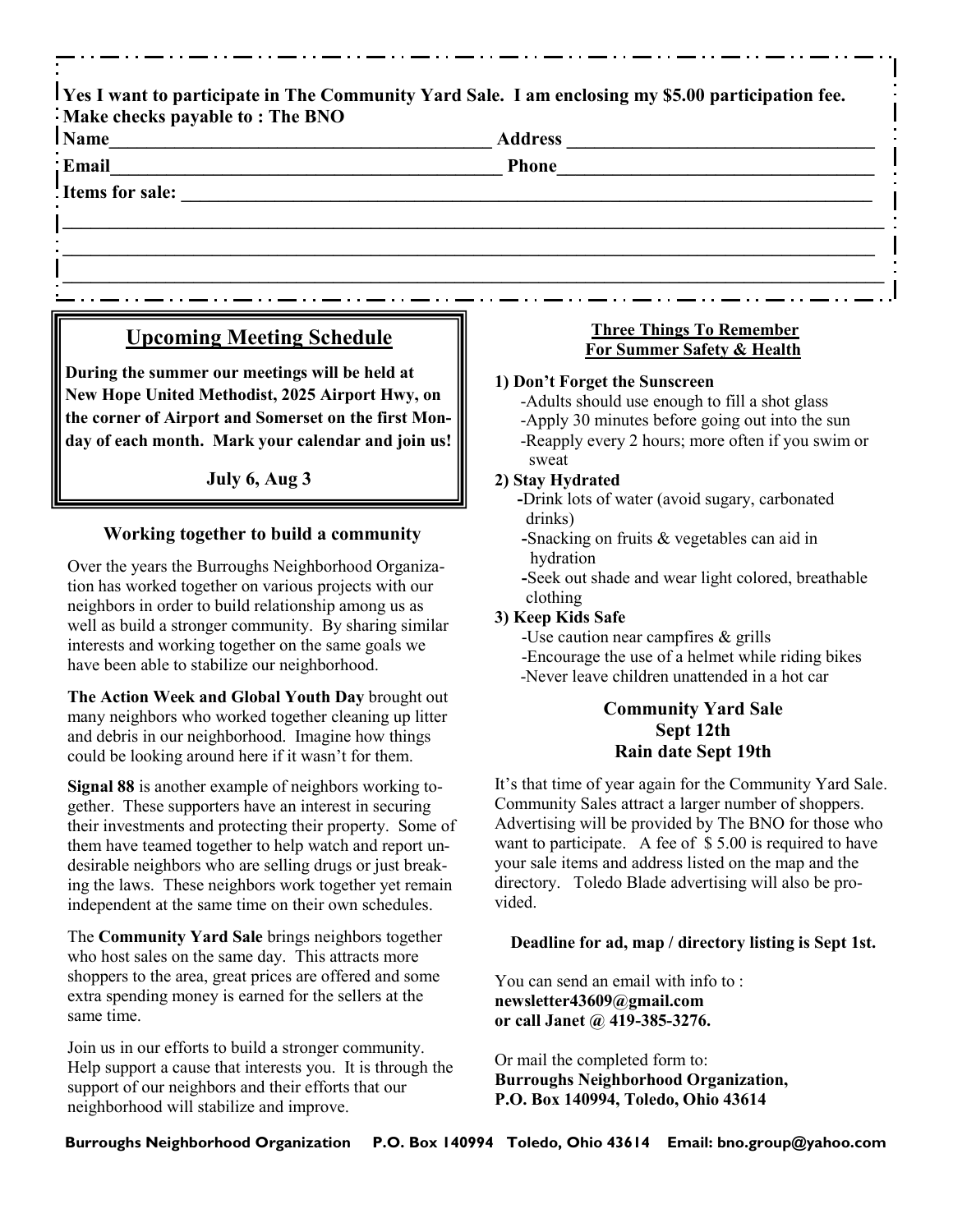**Yes I want to participate in The Community Yard Sale. I am enclosing my $5.00 participation fee.**
**Make checks payable to : The BNO**

**Name**__________________________________________ **Address** __________________________________

**Email**___________________________________________ **Phone**___________________________________

**Items for sale:** _____________________________________________________________________________

_______________________________________________________________________________________________

_______________________________________________________________________________________________

_______________________________________________________________________________________________

## Upcoming Meeting Schedule

**During the summer our meetings will be held at New Hope United Methodist, 2025 Airport Hwy, on the corner of Airport and Somerset on the first Monday of each month. Mark your calendar and join us!**

**July 6, Aug 3**

### Working together to build a community

Over the years the Burroughs Neighborhood Organization has worked together on various projects with our neighbors in order to build relationship among us as well as build a stronger community. By sharing similar interests and working together on the same goals we have been able to stabilize our neighborhood.

**The Action Week and Global Youth Day** brought out many neighbors who worked together cleaning up litter and debris in our neighborhood. Imagine how things could be looking around here if it wasn't for them.

**Signal 88** is another example of neighbors working together. These supporters have an interest in securing their investments and protecting their property. Some of them have teamed together to help watch and report undesirable neighbors who are selling drugs or just breaking the laws. These neighbors work together yet remain independent at the same time on their own schedules.

The **Community Yard Sale** brings neighbors together who host sales on the same day. This attracts more shoppers to the area, great prices are offered and some extra spending money is earned for the sellers at the same time.

Join us in our efforts to build a stronger community. Help support a cause that interests you. It is through the support of our neighbors and their efforts that our neighborhood will stabilize and improve.

### Three Things To Remember For Summer Safety & Health

**1) Don't Forget the Sunscreen**
- Adults should use enough to fill a shot glass
- Apply 30 minutes before going out into the sun
- Reapply every 2 hours; more often if you swim or sweat

**2) Stay Hydrated**
- Drink lots of water (avoid sugary, carbonated drinks)
- Snacking on fruits & vegetables can aid in hydration
- Seek out shade and wear light colored, breathable clothing

**3) Keep Kids Safe**
- Use caution near campfires & grills
- Encourage the use of a helmet while riding bikes
- Never leave children unattended in a hot car

### Community Yard Sale
### Sept 12th
### Rain date Sept 19th

It's that time of year again for the Community Yard Sale. Community Sales attract a larger number of shoppers. Advertising will be provided by The BNO for those who want to participate. A fee of $ 5.00 is required to have your sale items and address listed on the map and the directory. Toledo Blade advertising will also be provided.

**Deadline for ad, map / directory listing is Sept 1st.**

You can send an email with info to :
**newsletter43609@gmail.com**
**or call Janet @ 419-385-3276.**

Or mail the completed form to:
**Burroughs Neighborhood Organization,**
**P.O. Box 140994, Toledo, Ohio 43614**

**Burroughs Neighborhood Organization P.O. Box 140994 Toledo, Ohio 43614 Email: bno.group@yahoo.com**